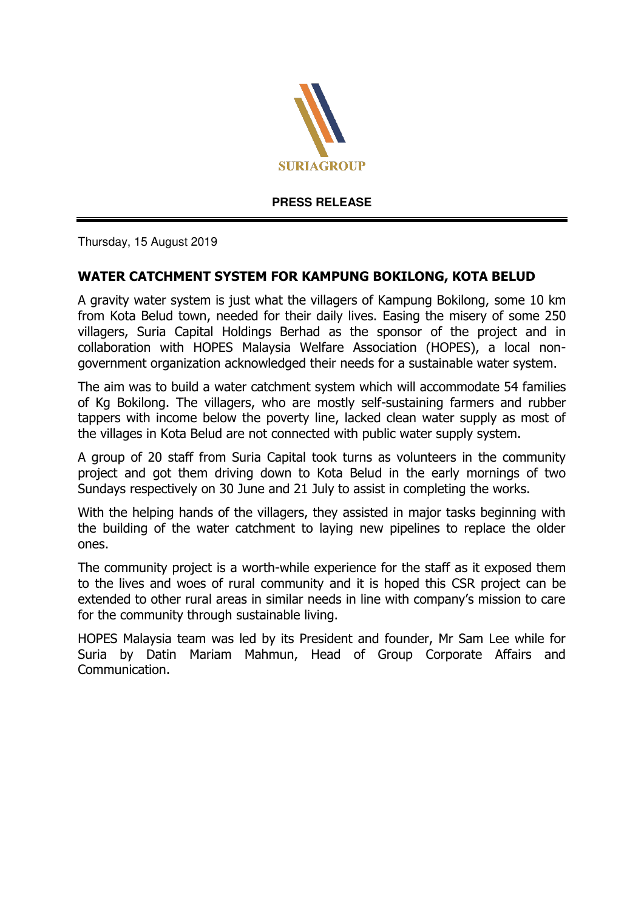SURIAGROUP

**PRESS RELEASE**

Thursday, 15 August 2019

## WATER CATCHMENT SYSTEM FOR KAMPUNG BOKILONG, KOTA BELUD

A gravity water system is just what the villagers of Kampung Bokilong, some 10 km from Kota Belud town, needed for their daily lives. Easing the misery of some 250 villagers, Suria Capital Holdings Berhad as the sponsor of the project and in collaboration with HOPES Malaysia Welfare Association (HOPES), a local non-government organization acknowledged their needs for a sustainable water system.

The aim was to build a water catchment system which will accommodate 54 families of Kg Bokilong. The villagers, who are mostly self-sustaining farmers and rubber tappers with income below the poverty line, lacked clean water supply as most of the villages in Kota Belud are not connected with public water supply system.

A group of 20 staff from Suria Capital took turns as volunteers in the community project and got them driving down to Kota Belud in the early mornings of two Sundays respectively on 30 June and 21 July to assist in completing the works.

With the helping hands of the villagers, they assisted in major tasks beginning with the building of the water catchment to laying new pipelines to replace the older ones.

The community project is a worth-while experience for the staff as it exposed them to the lives and woes of rural community and it is hoped this CSR project can be extended to other rural areas in similar needs in line with company's mission to care for the community through sustainable living.

HOPES Malaysia team was led by its President and founder, Mr Sam Lee while for Suria by Datin Mariam Mahmun, Head of Group Corporate Affairs and Communication.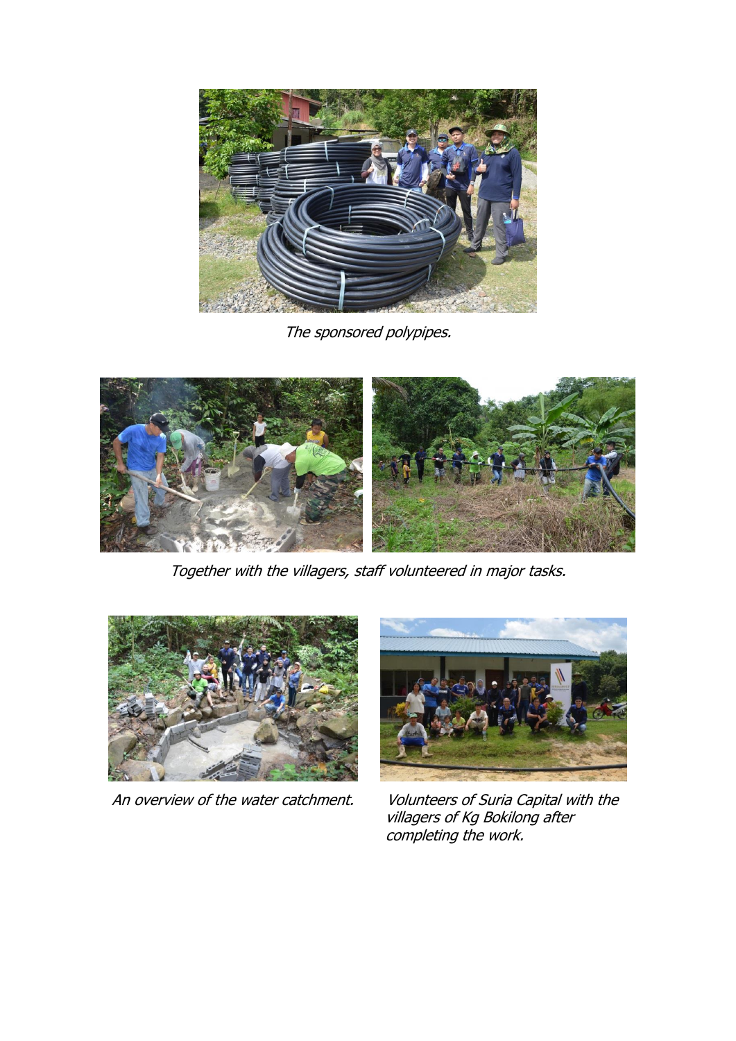*The sponsored polypipes.*

*Together with the villagers, staff volunteered in major tasks.*

*An overview of the water catchment.*

*Volunteers of Suria Capital with the villagers of Kg Bokilong after completing the work.*